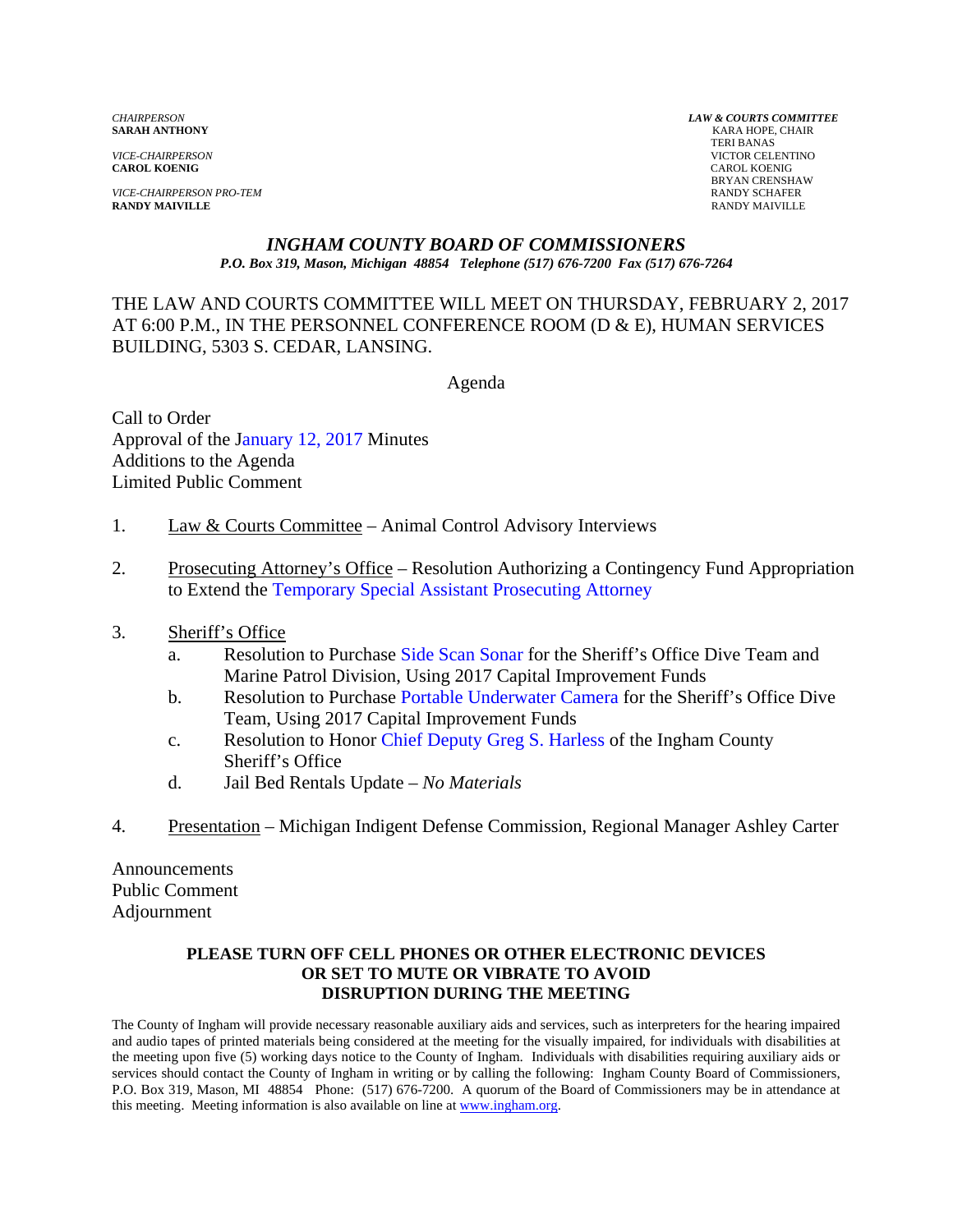*CHAIRPERSON*
**SARAH ANTHONY**

*VICE-CHAIRPERSON*
**CAROL KOENIG**

*VICE-CHAIRPERSON PRO-TEM*
**RANDY MAIVILLE**

***LAW & COURTS COMMITTEE***
KARA HOPE, CHAIR
TERI BANAS
VICTOR CELENTINO
CAROL KOENIG
BRYAN CRENSHAW
RANDY SCHAFER
RANDY MAIVILLE

## *INGHAM COUNTY BOARD OF COMMISSIONERS*

***P.O. Box 319, Mason, Michigan 48854 Telephone (517) 676-7200 Fax (517) 676-7264***

THE LAW AND COURTS COMMITTEE WILL MEET ON THURSDAY, FEBRUARY 2, 2017 AT 6:00 P.M., IN THE PERSONNEL CONFERENCE ROOM (D & E), HUMAN SERVICES BUILDING, 5303 S. CEDAR, LANSING.

Agenda

Call to Order
Approval of the January 12, 2017 Minutes
Additions to the Agenda
Limited Public Comment

1. Law & Courts Committee – Animal Control Advisory Interviews

2. Prosecuting Attorney's Office – Resolution Authorizing a Contingency Fund Appropriation to Extend the Temporary Special Assistant Prosecuting Attorney

3. Sheriff's Office
   a. Resolution to Purchase Side Scan Sonar for the Sheriff's Office Dive Team and Marine Patrol Division, Using 2017 Capital Improvement Funds
   b. Resolution to Purchase Portable Underwater Camera for the Sheriff's Office Dive Team, Using 2017 Capital Improvement Funds
   c. Resolution to Honor Chief Deputy Greg S. Harless of the Ingham County Sheriff's Office
   d. Jail Bed Rentals Update – *No Materials*

4. Presentation – Michigan Indigent Defense Commission, Regional Manager Ashley Carter

Announcements
Public Comment
Adjournment

**PLEASE TURN OFF CELL PHONES OR OTHER ELECTRONIC DEVICES OR SET TO MUTE OR VIBRATE TO AVOID DISRUPTION DURING THE MEETING**

The County of Ingham will provide necessary reasonable auxiliary aids and services, such as interpreters for the hearing impaired and audio tapes of printed materials being considered at the meeting for the visually impaired, for individuals with disabilities at the meeting upon five (5) working days notice to the County of Ingham. Individuals with disabilities requiring auxiliary aids or services should contact the County of Ingham in writing or by calling the following: Ingham County Board of Commissioners, P.O. Box 319, Mason, MI 48854 Phone: (517) 676-7200. A quorum of the Board of Commissioners may be in attendance at this meeting. Meeting information is also available on line at www.ingham.org.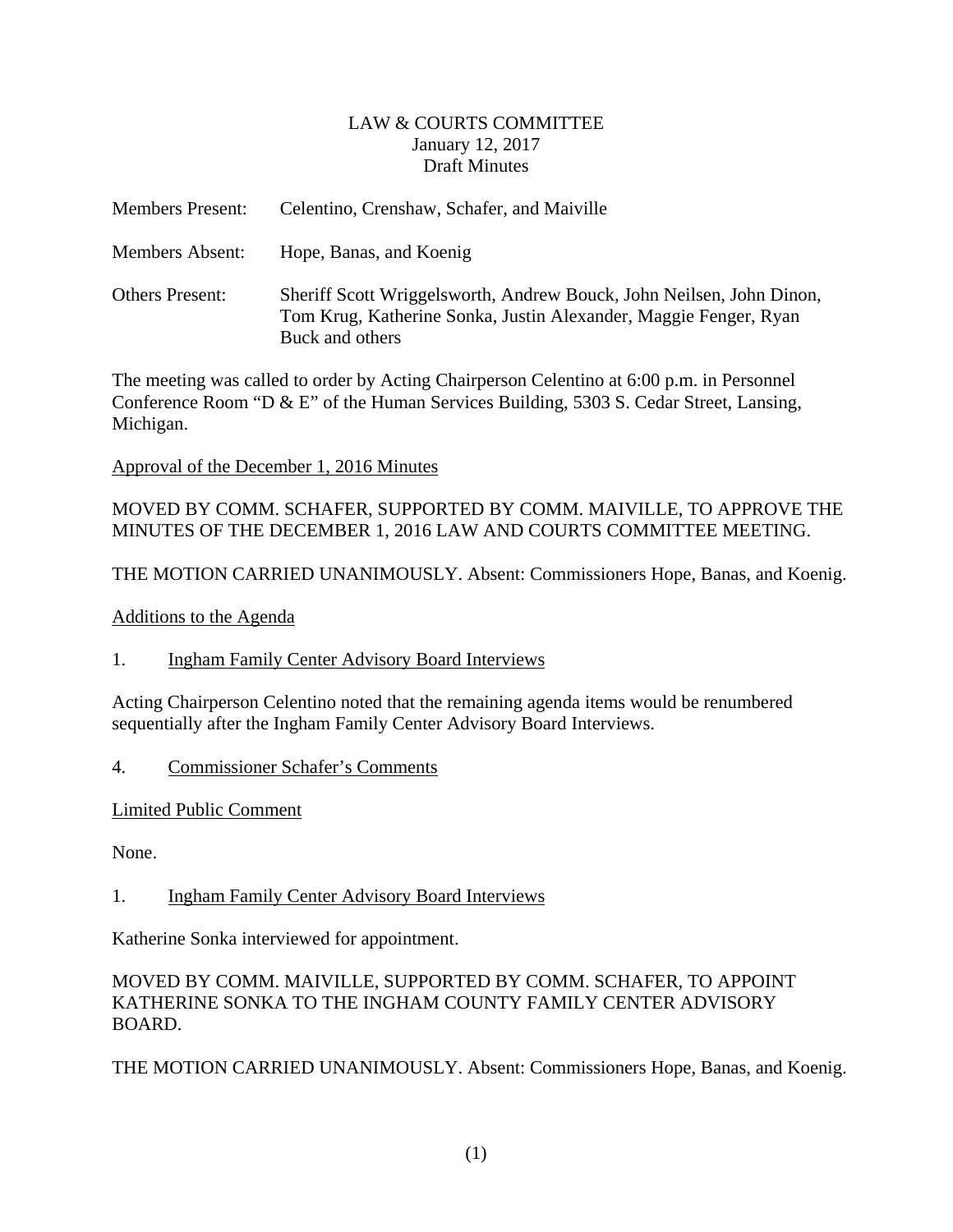LAW & COURTS COMMITTEE
January 12, 2017
Draft Minutes

| Members Present: | Celentino, Crenshaw, Schafer, and Maiville |
| --- | --- |
| Members Absent: | Hope, Banas, and Koenig |
| Others Present: | Sheriff Scott Wriggelsworth, Andrew Bouck, John Neilsen, John Dinon, Tom Krug, Katherine Sonka, Justin Alexander, Maggie Fenger, Ryan Buck and others |

The meeting was called to order by Acting Chairperson Celentino at 6:00 p.m. in Personnel Conference Room "D & E" of the Human Services Building, 5303 S. Cedar Street, Lansing, Michigan.

Approval of the December 1, 2016 Minutes

MOVED BY COMM. SCHAFER, SUPPORTED BY COMM. MAIVILLE, TO APPROVE THE MINUTES OF THE DECEMBER 1, 2016 LAW AND COURTS COMMITTEE MEETING.

THE MOTION CARRIED UNANIMOUSLY. Absent: Commissioners Hope, Banas, and Koenig.

Additions to the Agenda

1. Ingham Family Center Advisory Board Interviews

Acting Chairperson Celentino noted that the remaining agenda items would be renumbered sequentially after the Ingham Family Center Advisory Board Interviews.

4. Commissioner Schafer's Comments

Limited Public Comment

None.

1. Ingham Family Center Advisory Board Interviews

Katherine Sonka interviewed for appointment.

MOVED BY COMM. MAIVILLE, SUPPORTED BY COMM. SCHAFER, TO APPOINT KATHERINE SONKA TO THE INGHAM COUNTY FAMILY CENTER ADVISORY BOARD.

THE MOTION CARRIED UNANIMOUSLY. Absent: Commissioners Hope, Banas, and Koenig.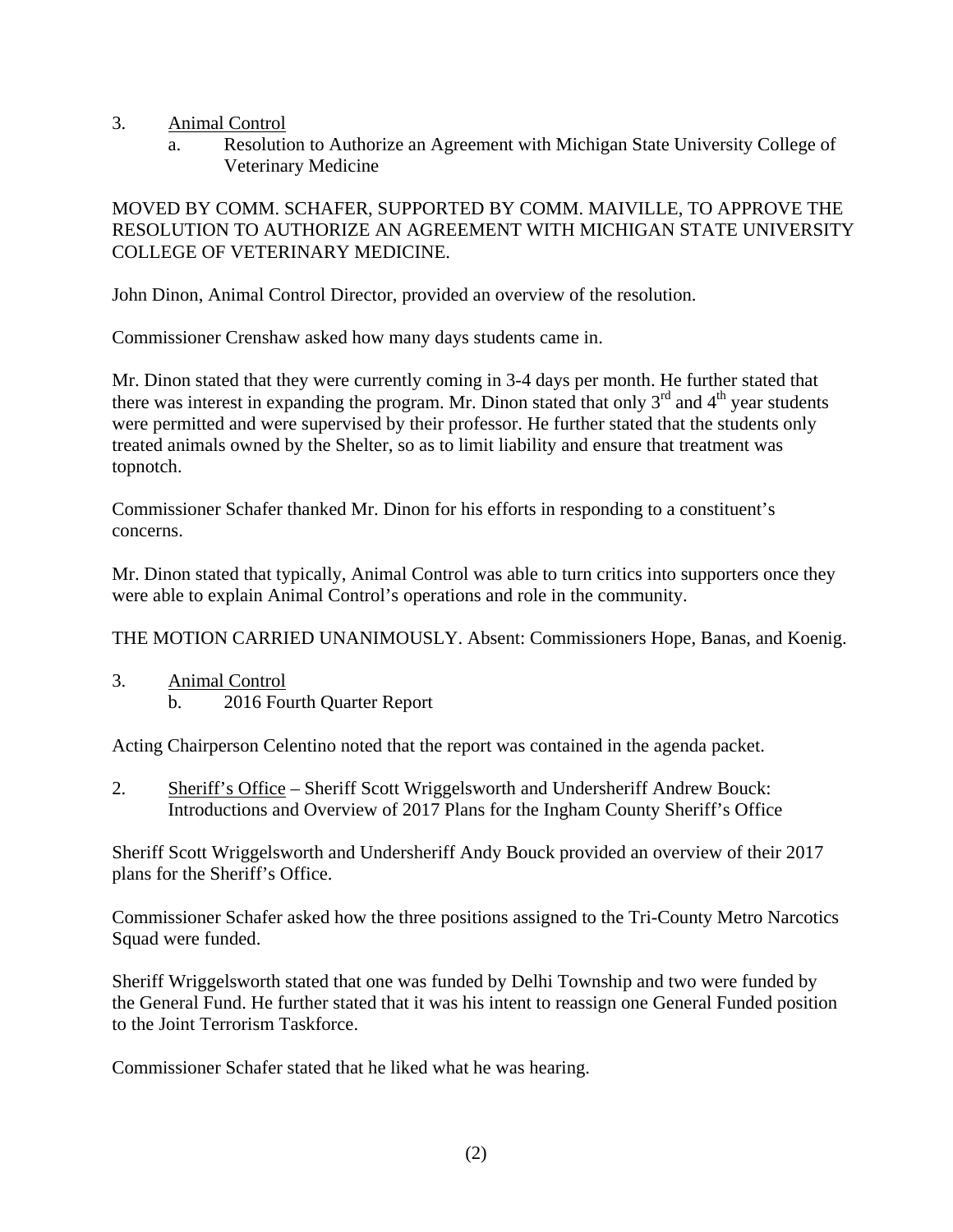3. Animal Control
   a. Resolution to Authorize an Agreement with Michigan State University College of Veterinary Medicine

MOVED BY COMM. SCHAFER, SUPPORTED BY COMM. MAIVILLE, TO APPROVE THE RESOLUTION TO AUTHORIZE AN AGREEMENT WITH MICHIGAN STATE UNIVERSITY COLLEGE OF VETERINARY MEDICINE.

John Dinon, Animal Control Director, provided an overview of the resolution.

Commissioner Crenshaw asked how many days students came in.

Mr. Dinon stated that they were currently coming in 3-4 days per month. He further stated that there was interest in expanding the program. Mr. Dinon stated that only 3rd and 4th year students were permitted and were supervised by their professor. He further stated that the students only treated animals owned by the Shelter, so as to limit liability and ensure that treatment was topnotch.

Commissioner Schafer thanked Mr. Dinon for his efforts in responding to a constituent's concerns.

Mr. Dinon stated that typically, Animal Control was able to turn critics into supporters once they were able to explain Animal Control's operations and role in the community.

THE MOTION CARRIED UNANIMOUSLY. Absent: Commissioners Hope, Banas, and Koenig.

3. Animal Control
   b. 2016 Fourth Quarter Report

Acting Chairperson Celentino noted that the report was contained in the agenda packet.

2. Sheriff's Office – Sheriff Scott Wriggelsworth and Undersheriff Andrew Bouck: Introductions and Overview of 2017 Plans for the Ingham County Sheriff's Office

Sheriff Scott Wriggelsworth and Undersheriff Andy Bouck provided an overview of their 2017 plans for the Sheriff's Office.

Commissioner Schafer asked how the three positions assigned to the Tri-County Metro Narcotics Squad were funded.

Sheriff Wriggelsworth stated that one was funded by Delhi Township and two were funded by the General Fund. He further stated that it was his intent to reassign one General Funded position to the Joint Terrorism Taskforce.

Commissioner Schafer stated that he liked what he was hearing.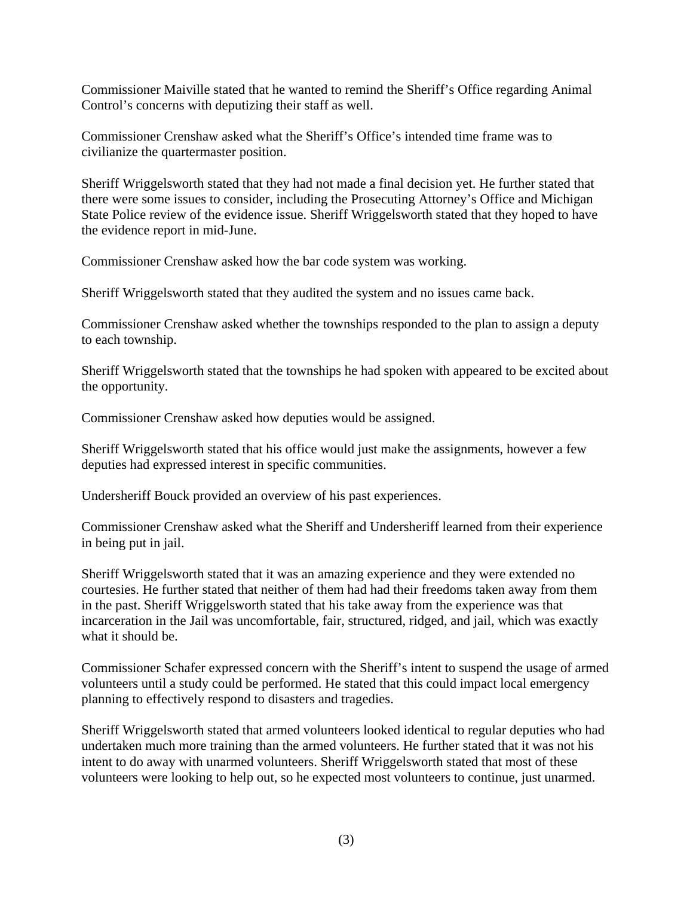Commissioner Maiville stated that he wanted to remind the Sheriff's Office regarding Animal Control's concerns with deputizing their staff as well.

Commissioner Crenshaw asked what the Sheriff's Office's intended time frame was to civilianize the quartermaster position.

Sheriff Wriggelsworth stated that they had not made a final decision yet. He further stated that there were some issues to consider, including the Prosecuting Attorney's Office and Michigan State Police review of the evidence issue. Sheriff Wriggelsworth stated that they hoped to have the evidence report in mid-June.

Commissioner Crenshaw asked how the bar code system was working.

Sheriff Wriggelsworth stated that they audited the system and no issues came back.

Commissioner Crenshaw asked whether the townships responded to the plan to assign a deputy to each township.

Sheriff Wriggelsworth stated that the townships he had spoken with appeared to be excited about the opportunity.

Commissioner Crenshaw asked how deputies would be assigned.

Sheriff Wriggelsworth stated that his office would just make the assignments, however a few deputies had expressed interest in specific communities.

Undersheriff Bouck provided an overview of his past experiences.

Commissioner Crenshaw asked what the Sheriff and Undersheriff learned from their experience in being put in jail.

Sheriff Wriggelsworth stated that it was an amazing experience and they were extended no courtesies. He further stated that neither of them had had their freedoms taken away from them in the past. Sheriff Wriggelsworth stated that his take away from the experience was that incarceration in the Jail was uncomfortable, fair, structured, ridged, and jail, which was exactly what it should be.

Commissioner Schafer expressed concern with the Sheriff's intent to suspend the usage of armed volunteers until a study could be performed. He stated that this could impact local emergency planning to effectively respond to disasters and tragedies.

Sheriff Wriggelsworth stated that armed volunteers looked identical to regular deputies who had undertaken much more training than the armed volunteers. He further stated that it was not his intent to do away with unarmed volunteers. Sheriff Wriggelsworth stated that most of these volunteers were looking to help out, so he expected most volunteers to continue, just unarmed.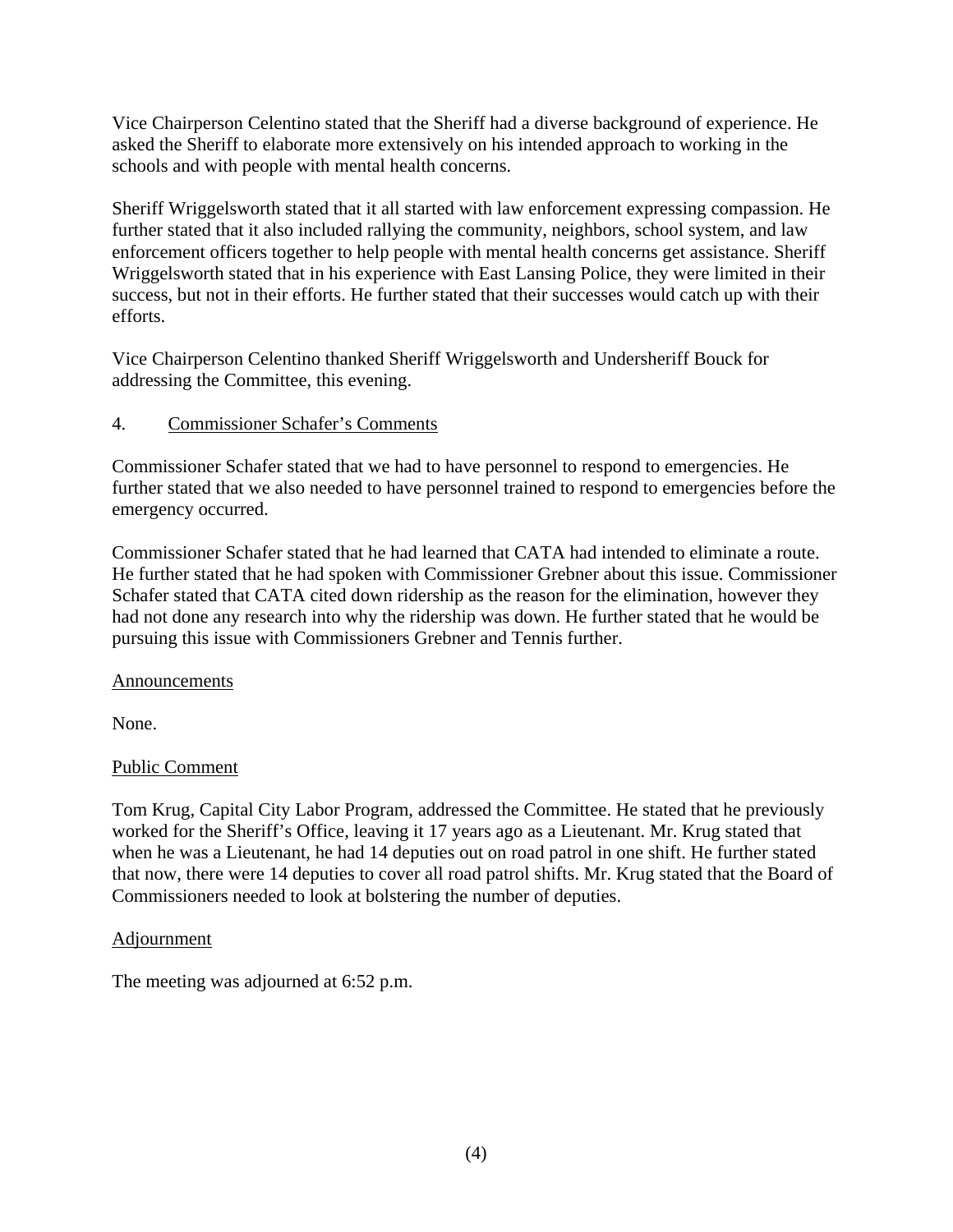Vice Chairperson Celentino stated that the Sheriff had a diverse background of experience. He asked the Sheriff to elaborate more extensively on his intended approach to working in the schools and with people with mental health concerns.

Sheriff Wriggelsworth stated that it all started with law enforcement expressing compassion. He further stated that it also included rallying the community, neighbors, school system, and law enforcement officers together to help people with mental health concerns get assistance. Sheriff Wriggelsworth stated that in his experience with East Lansing Police, they were limited in their success, but not in their efforts. He further stated that their successes would catch up with their efforts.

Vice Chairperson Celentino thanked Sheriff Wriggelsworth and Undersheriff Bouck for addressing the Committee, this evening.

4. Commissioner Schafer's Comments

Commissioner Schafer stated that we had to have personnel to respond to emergencies. He further stated that we also needed to have personnel trained to respond to emergencies before the emergency occurred.

Commissioner Schafer stated that he had learned that CATA had intended to eliminate a route. He further stated that he had spoken with Commissioner Grebner about this issue. Commissioner Schafer stated that CATA cited down ridership as the reason for the elimination, however they had not done any research into why the ridership was down. He further stated that he would be pursuing this issue with Commissioners Grebner and Tennis further.

Announcements

None.

Public Comment

Tom Krug, Capital City Labor Program, addressed the Committee. He stated that he previously worked for the Sheriff's Office, leaving it 17 years ago as a Lieutenant. Mr. Krug stated that when he was a Lieutenant, he had 14 deputies out on road patrol in one shift. He further stated that now, there were 14 deputies to cover all road patrol shifts. Mr. Krug stated that the Board of Commissioners needed to look at bolstering the number of deputies.

Adjournment

The meeting was adjourned at 6:52 p.m.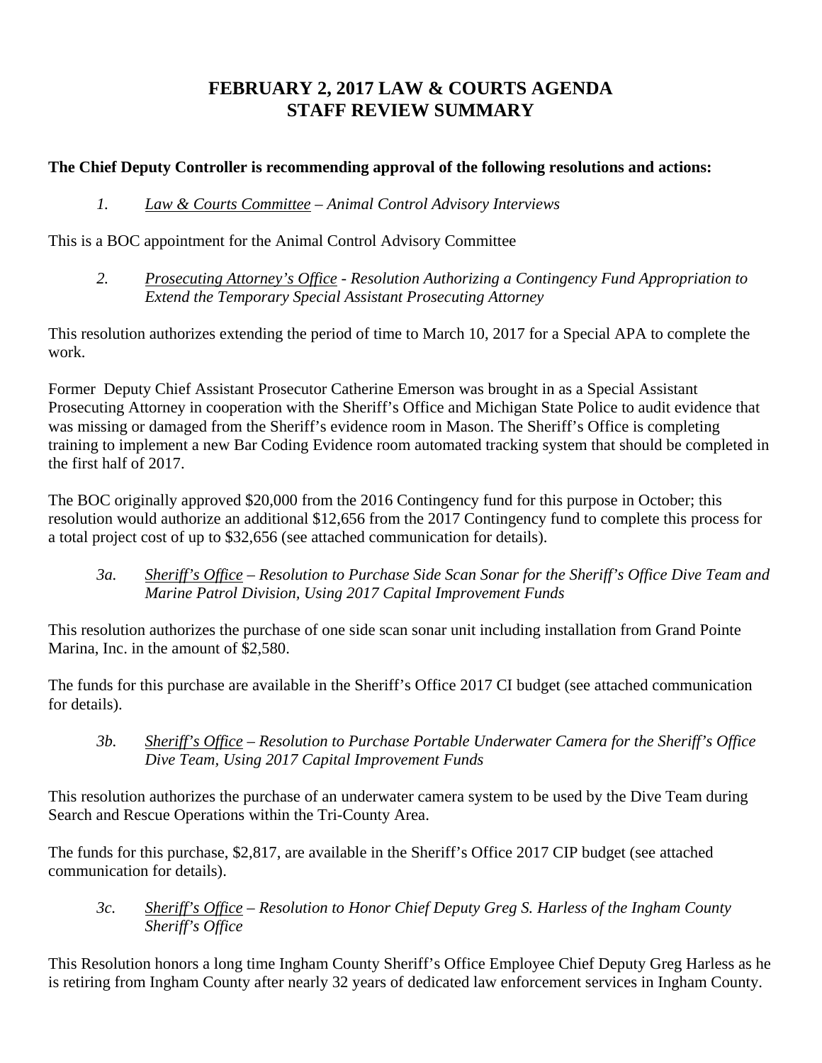# FEBRUARY 2, 2017 LAW & COURTS AGENDA
# STAFF REVIEW SUMMARY

**The Chief Deputy Controller is recommending approval of the following resolutions and actions:**

*1. Law & Courts Committee – Animal Control Advisory Interviews*

This is a BOC appointment for the Animal Control Advisory Committee

*2. Prosecuting Attorney's Office - Resolution Authorizing a Contingency Fund Appropriation to Extend the Temporary Special Assistant Prosecuting Attorney*

This resolution authorizes extending the period of time to March 10, 2017 for a Special APA to complete the work.

Former Deputy Chief Assistant Prosecutor Catherine Emerson was brought in as a Special Assistant Prosecuting Attorney in cooperation with the Sheriff's Office and Michigan State Police to audit evidence that was missing or damaged from the Sheriff's evidence room in Mason. The Sheriff's Office is completing training to implement a new Bar Coding Evidence room automated tracking system that should be completed in the first half of 2017.

The BOC originally approved $20,000 from the 2016 Contingency fund for this purpose in October; this resolution would authorize an additional $12,656 from the 2017 Contingency fund to complete this process for a total project cost of up to $32,656 (see attached communication for details).

*3a. Sheriff's Office – Resolution to Purchase Side Scan Sonar for the Sheriff's Office Dive Team and Marine Patrol Division, Using 2017 Capital Improvement Funds*

This resolution authorizes the purchase of one side scan sonar unit including installation from Grand Pointe Marina, Inc. in the amount of $2,580.

The funds for this purchase are available in the Sheriff's Office 2017 CI budget (see attached communication for details).

*3b. Sheriff's Office – Resolution to Purchase Portable Underwater Camera for the Sheriff's Office Dive Team, Using 2017 Capital Improvement Funds*

This resolution authorizes the purchase of an underwater camera system to be used by the Dive Team during Search and Rescue Operations within the Tri-County Area.

The funds for this purchase, $2,817, are available in the Sheriff's Office 2017 CIP budget (see attached communication for details).

*3c. Sheriff's Office – Resolution to Honor Chief Deputy Greg S. Harless of the Ingham County Sheriff's Office*

This Resolution honors a long time Ingham County Sheriff's Office Employee Chief Deputy Greg Harless as he is retiring from Ingham County after nearly 32 years of dedicated law enforcement services in Ingham County.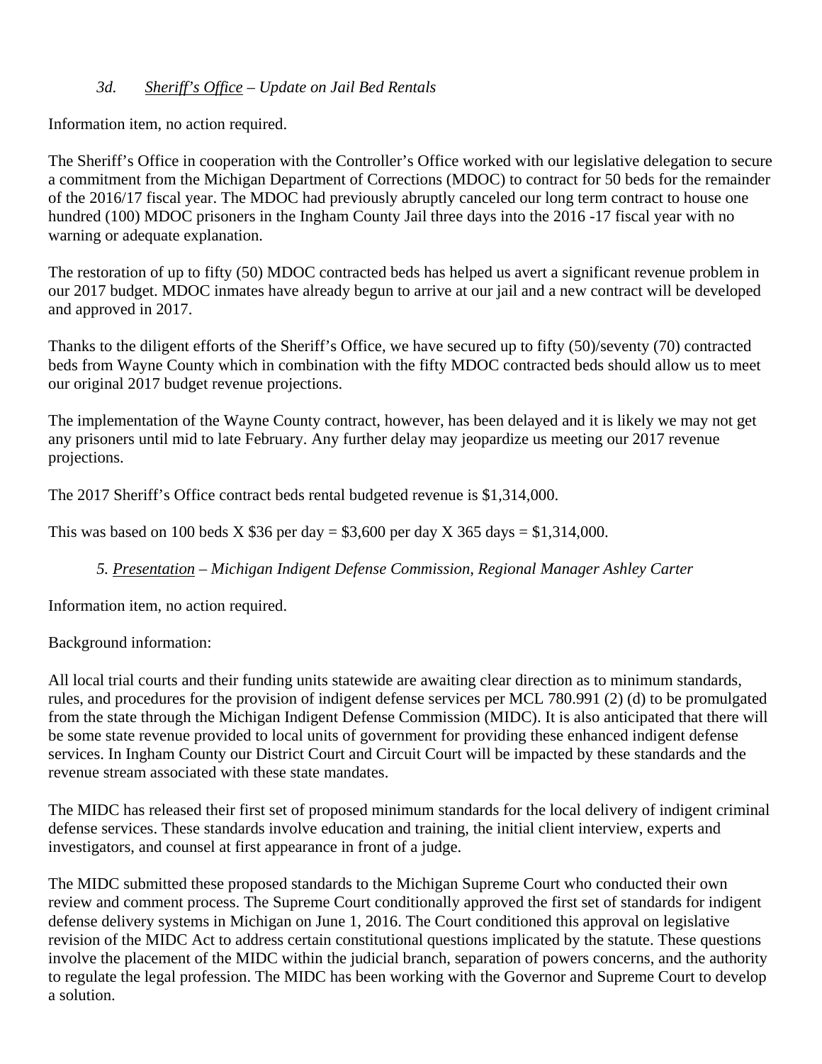*3d. <u>Sheriff's Office</u> – Update on Jail Bed Rentals*

Information item, no action required.

The Sheriff's Office in cooperation with the Controller's Office worked with our legislative delegation to secure a commitment from the Michigan Department of Corrections (MDOC) to contract for 50 beds for the remainder of the 2016/17 fiscal year. The MDOC had previously abruptly canceled our long term contract to house one hundred (100) MDOC prisoners in the Ingham County Jail three days into the 2016 -17 fiscal year with no warning or adequate explanation.

The restoration of up to fifty (50) MDOC contracted beds has helped us avert a significant revenue problem in our 2017 budget. MDOC inmates have already begun to arrive at our jail and a new contract will be developed and approved in 2017.

Thanks to the diligent efforts of the Sheriff's Office, we have secured up to fifty (50)/seventy (70) contracted beds from Wayne County which in combination with the fifty MDOC contracted beds should allow us to meet our original 2017 budget revenue projections.

The implementation of the Wayne County contract, however, has been delayed and it is likely we may not get any prisoners until mid to late February. Any further delay may jeopardize us meeting our 2017 revenue projections.

The 2017 Sheriff's Office contract beds rental budgeted revenue is $1,314,000.

This was based on 100 beds X $36 per day = $3,600 per day X 365 days = $1,314,000.

*5. <u>Presentation</u> – Michigan Indigent Defense Commission, Regional Manager Ashley Carter*

Information item, no action required.

Background information:

All local trial courts and their funding units statewide are awaiting clear direction as to minimum standards, rules, and procedures for the provision of indigent defense services per MCL 780.991 (2) (d) to be promulgated from the state through the Michigan Indigent Defense Commission (MIDC). It is also anticipated that there will be some state revenue provided to local units of government for providing these enhanced indigent defense services. In Ingham County our District Court and Circuit Court will be impacted by these standards and the revenue stream associated with these state mandates.

The MIDC has released their first set of proposed minimum standards for the local delivery of indigent criminal defense services. These standards involve education and training, the initial client interview, experts and investigators, and counsel at first appearance in front of a judge.

The MIDC submitted these proposed standards to the Michigan Supreme Court who conducted their own review and comment process. The Supreme Court conditionally approved the first set of standards for indigent defense delivery systems in Michigan on June 1, 2016. The Court conditioned this approval on legislative revision of the MIDC Act to address certain constitutional questions implicated by the statute. These questions involve the placement of the MIDC within the judicial branch, separation of powers concerns, and the authority to regulate the legal profession. The MIDC has been working with the Governor and Supreme Court to develop a solution.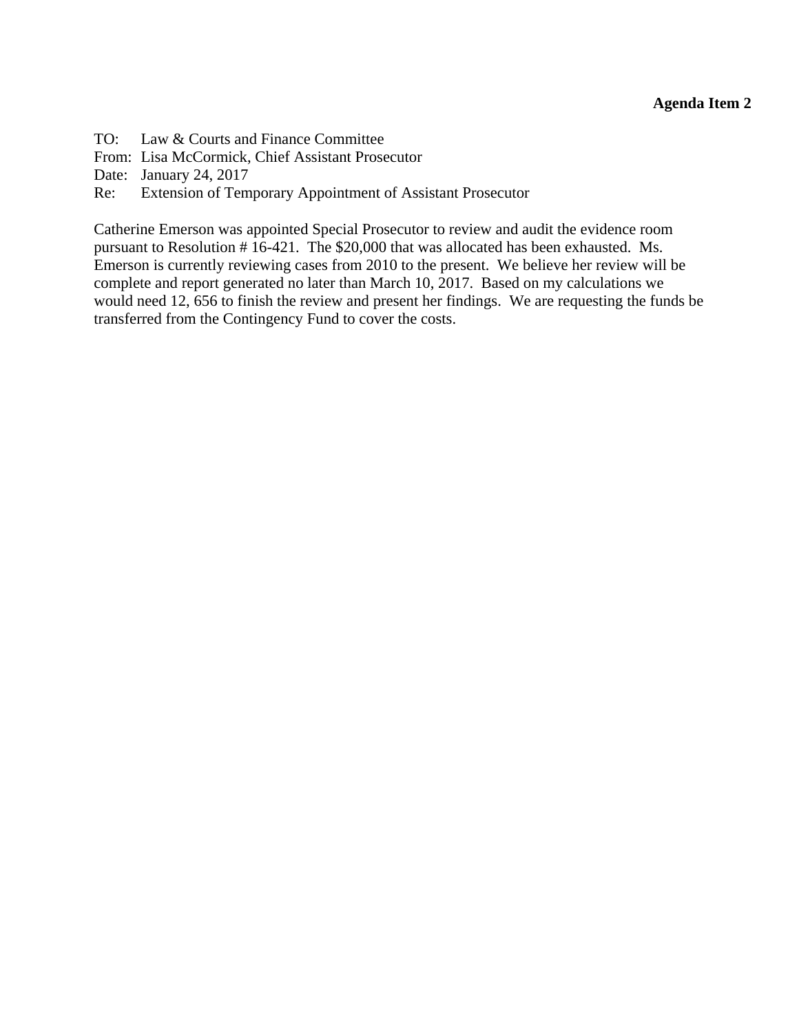**Agenda Item 2**

TO: Law & Courts and Finance Committee
From: Lisa McCormick, Chief Assistant Prosecutor
Date: January 24, 2017
Re: Extension of Temporary Appointment of Assistant Prosecutor

Catherine Emerson was appointed Special Prosecutor to review and audit the evidence room pursuant to Resolution # 16-421. The $20,000 that was allocated has been exhausted. Ms. Emerson is currently reviewing cases from 2010 to the present. We believe her review will be complete and report generated no later than March 10, 2017. Based on my calculations we would need 12, 656 to finish the review and present her findings. We are requesting the funds be transferred from the Contingency Fund to cover the costs.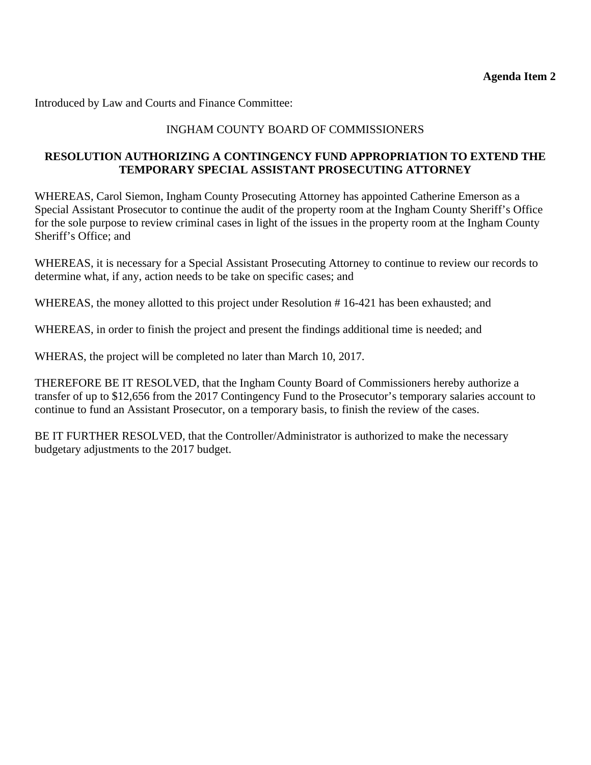**Agenda Item 2**

Introduced by Law and Courts and Finance Committee:

INGHAM COUNTY BOARD OF COMMISSIONERS

**RESOLUTION AUTHORIZING A CONTINGENCY FUND APPROPRIATION TO EXTEND THE TEMPORARY SPECIAL ASSISTANT PROSECUTING ATTORNEY**

WHEREAS, Carol Siemon, Ingham County Prosecuting Attorney has appointed Catherine Emerson as a Special Assistant Prosecutor to continue the audit of the property room at the Ingham County Sheriff's Office for the sole purpose to review criminal cases in light of the issues in the property room at the Ingham County Sheriff's Office; and

WHEREAS, it is necessary for a Special Assistant Prosecuting Attorney to continue to review our records to determine what, if any, action needs to be take on specific cases; and

WHEREAS, the money allotted to this project under Resolution # 16-421 has been exhausted; and

WHEREAS, in order to finish the project and present the findings additional time is needed; and

WHERAS, the project will be completed no later than March 10, 2017.

THEREFORE BE IT RESOLVED, that the Ingham County Board of Commissioners hereby authorize a transfer of up to $12,656 from the 2017 Contingency Fund to the Prosecutor's temporary salaries account to continue to fund an Assistant Prosecutor, on a temporary basis, to finish the review of the cases.

BE IT FURTHER RESOLVED, that the Controller/Administrator is authorized to make the necessary budgetary adjustments to the 2017 budget.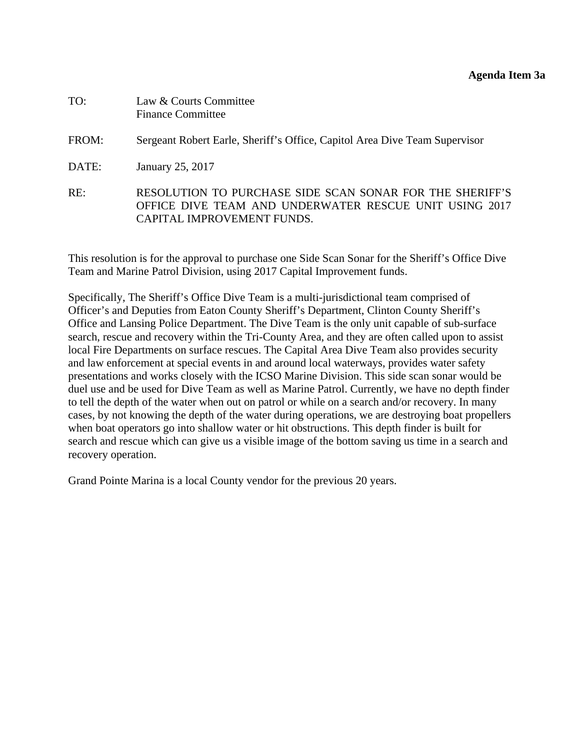**Agenda Item 3a**

TO: Law & Courts Committee
Finance Committee

FROM: Sergeant Robert Earle, Sheriff's Office, Capitol Area Dive Team Supervisor

DATE: January 25, 2017

RE: RESOLUTION TO PURCHASE SIDE SCAN SONAR FOR THE SHERIFF'S OFFICE DIVE TEAM AND UNDERWATER RESCUE UNIT USING 2017 CAPITAL IMPROVEMENT FUNDS.

This resolution is for the approval to purchase one Side Scan Sonar for the Sheriff's Office Dive Team and Marine Patrol Division, using 2017 Capital Improvement funds.

Specifically, The Sheriff's Office Dive Team is a multi-jurisdictional team comprised of Officer's and Deputies from Eaton County Sheriff's Department, Clinton County Sheriff's Office and Lansing Police Department. The Dive Team is the only unit capable of sub-surface search, rescue and recovery within the Tri-County Area, and they are often called upon to assist local Fire Departments on surface rescues. The Capital Area Dive Team also provides security and law enforcement at special events in and around local waterways, provides water safety presentations and works closely with the ICSO Marine Division. This side scan sonar would be duel use and be used for Dive Team as well as Marine Patrol. Currently, we have no depth finder to tell the depth of the water when out on patrol or while on a search and/or recovery. In many cases, by not knowing the depth of the water during operations, we are destroying boat propellers when boat operators go into shallow water or hit obstructions. This depth finder is built for search and rescue which can give us a visible image of the bottom saving us time in a search and recovery operation.

Grand Pointe Marina is a local County vendor for the previous 20 years.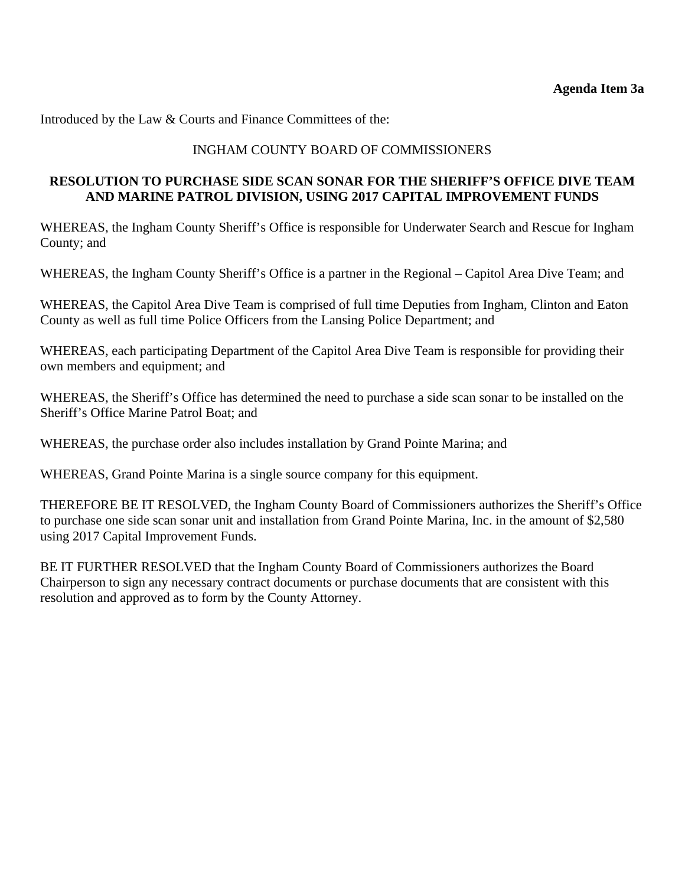**Agenda Item 3a**

Introduced by the Law & Courts and Finance Committees of the:

INGHAM COUNTY BOARD OF COMMISSIONERS

**RESOLUTION TO PURCHASE SIDE SCAN SONAR FOR THE SHERIFF'S OFFICE DIVE TEAM AND MARINE PATROL DIVISION, USING 2017 CAPITAL IMPROVEMENT FUNDS**

WHEREAS, the Ingham County Sheriff's Office is responsible for Underwater Search and Rescue for Ingham County; and

WHEREAS, the Ingham County Sheriff's Office is a partner in the Regional – Capitol Area Dive Team; and

WHEREAS, the Capitol Area Dive Team is comprised of full time Deputies from Ingham, Clinton and Eaton County as well as full time Police Officers from the Lansing Police Department; and

WHEREAS, each participating Department of the Capitol Area Dive Team is responsible for providing their own members and equipment; and

WHEREAS, the Sheriff's Office has determined the need to purchase a side scan sonar to be installed on the Sheriff's Office Marine Patrol Boat; and

WHEREAS, the purchase order also includes installation by Grand Pointe Marina; and

WHEREAS, Grand Pointe Marina is a single source company for this equipment.

THEREFORE BE IT RESOLVED, the Ingham County Board of Commissioners authorizes the Sheriff's Office to purchase one side scan sonar unit and installation from Grand Pointe Marina, Inc. in the amount of $2,580 using 2017 Capital Improvement Funds.

BE IT FURTHER RESOLVED that the Ingham County Board of Commissioners authorizes the Board Chairperson to sign any necessary contract documents or purchase documents that are consistent with this resolution and approved as to form by the County Attorney.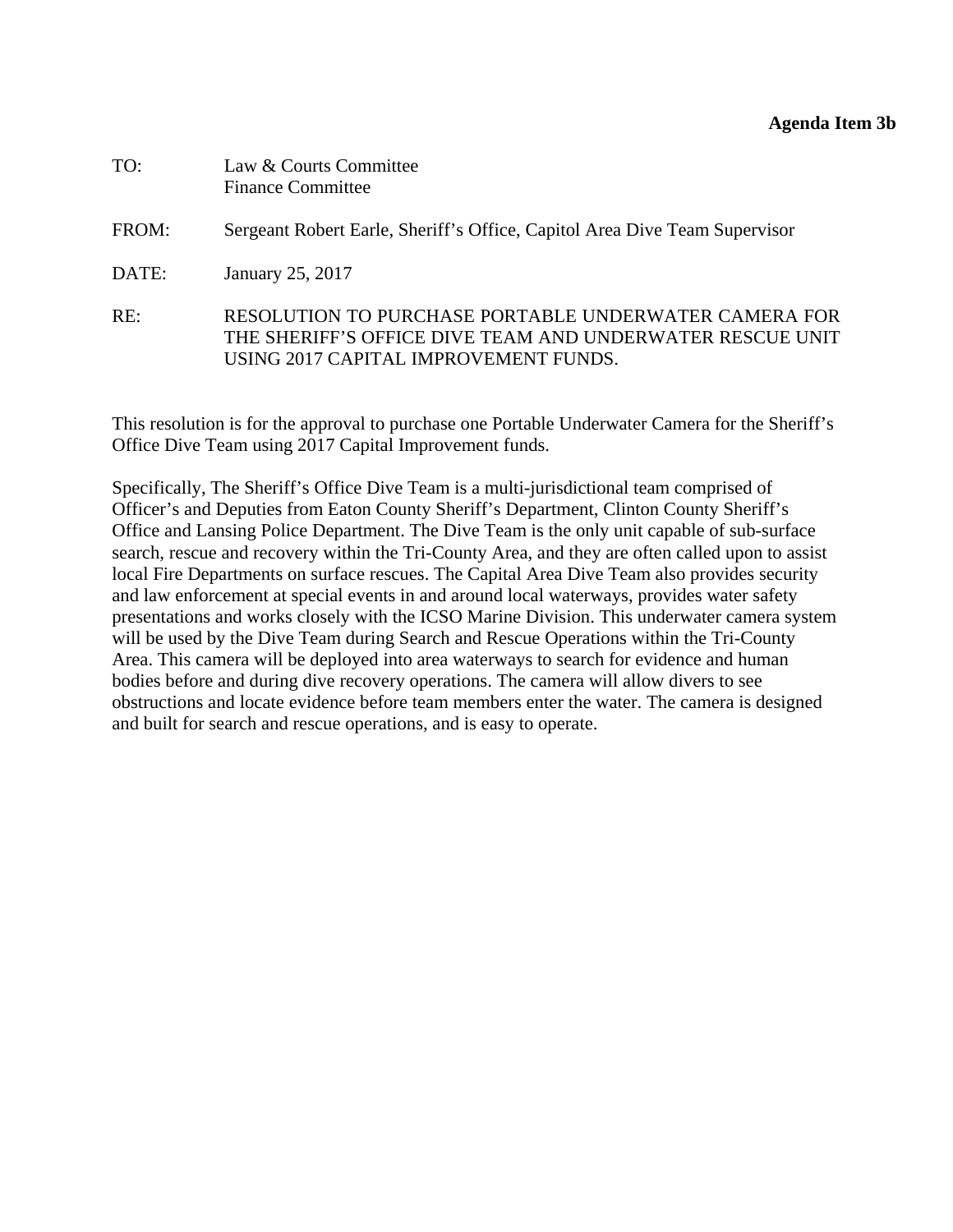**Agenda Item 3b**

TO: Law & Courts Committee
Finance Committee

FROM: Sergeant Robert Earle, Sheriff's Office, Capitol Area Dive Team Supervisor

DATE: January 25, 2017

RE: RESOLUTION TO PURCHASE PORTABLE UNDERWATER CAMERA FOR THE SHERIFF'S OFFICE DIVE TEAM AND UNDERWATER RESCUE UNIT USING 2017 CAPITAL IMPROVEMENT FUNDS.

This resolution is for the approval to purchase one Portable Underwater Camera for the Sheriff's Office Dive Team using 2017 Capital Improvement funds.

Specifically, The Sheriff's Office Dive Team is a multi-jurisdictional team comprised of Officer's and Deputies from Eaton County Sheriff's Department, Clinton County Sheriff's Office and Lansing Police Department. The Dive Team is the only unit capable of sub-surface search, rescue and recovery within the Tri-County Area, and they are often called upon to assist local Fire Departments on surface rescues. The Capital Area Dive Team also provides security and law enforcement at special events in and around local waterways, provides water safety presentations and works closely with the ICSO Marine Division. This underwater camera system will be used by the Dive Team during Search and Rescue Operations within the Tri-County Area. This camera will be deployed into area waterways to search for evidence and human bodies before and during dive recovery operations. The camera will allow divers to see obstructions and locate evidence before team members enter the water. The camera is designed and built for search and rescue operations, and is easy to operate.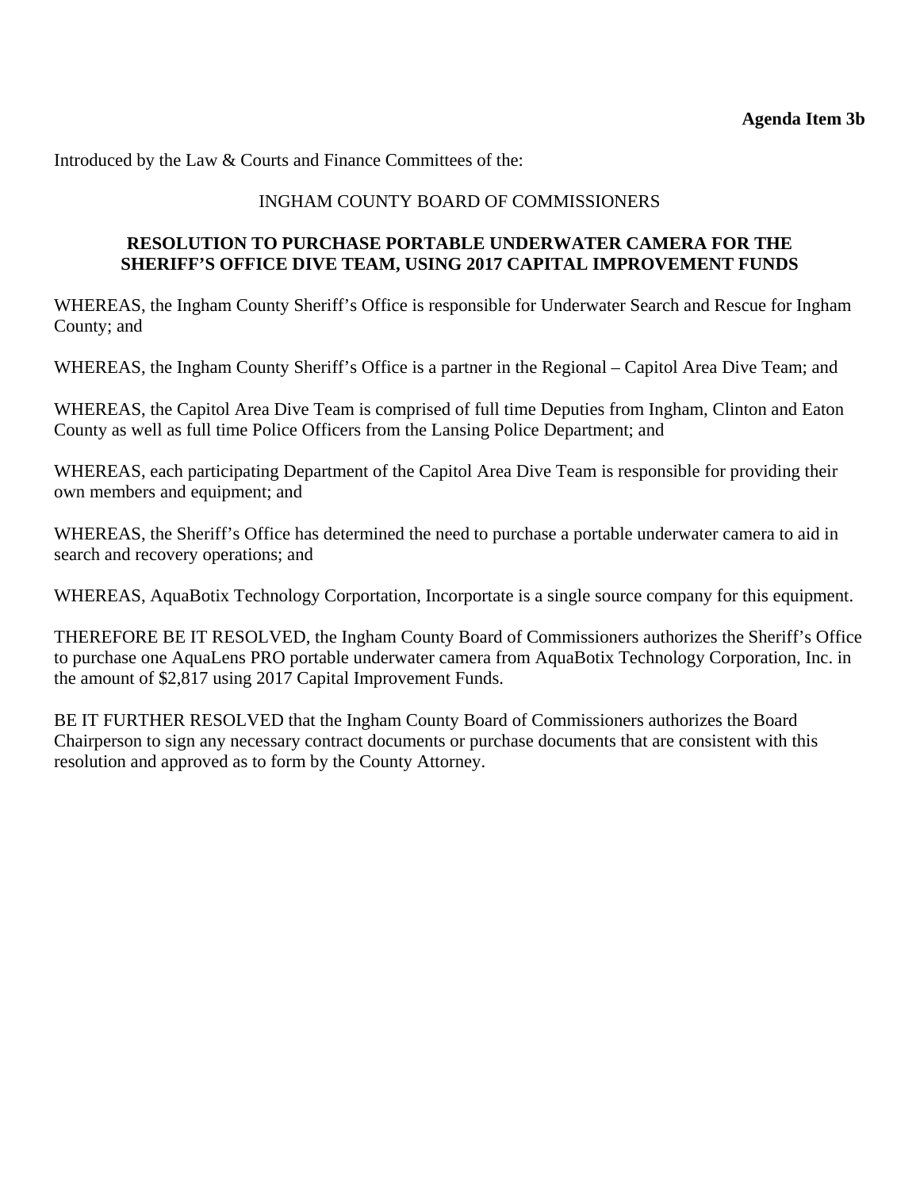**Agenda Item 3b**

Introduced by the Law & Courts and Finance Committees of the:

INGHAM COUNTY BOARD OF COMMISSIONERS

**RESOLUTION TO PURCHASE PORTABLE UNDERWATER CAMERA FOR THE SHERIFF'S OFFICE DIVE TEAM, USING 2017 CAPITAL IMPROVEMENT FUNDS**

WHEREAS, the Ingham County Sheriff's Office is responsible for Underwater Search and Rescue for Ingham County; and

WHEREAS, the Ingham County Sheriff's Office is a partner in the Regional – Capitol Area Dive Team; and

WHEREAS, the Capitol Area Dive Team is comprised of full time Deputies from Ingham, Clinton and Eaton County as well as full time Police Officers from the Lansing Police Department; and

WHEREAS, each participating Department of the Capitol Area Dive Team is responsible for providing their own members and equipment; and

WHEREAS, the Sheriff's Office has determined the need to purchase a portable underwater camera to aid in search and recovery operations; and

WHEREAS, AquaBotix Technology Corportation, Incorportate is a single source company for this equipment.

THEREFORE BE IT RESOLVED, the Ingham County Board of Commissioners authorizes the Sheriff's Office to purchase one AquaLens PRO portable underwater camera from AquaBotix Technology Corporation, Inc. in the amount of $2,817 using 2017 Capital Improvement Funds.

BE IT FURTHER RESOLVED that the Ingham County Board of Commissioners authorizes the Board Chairperson to sign any necessary contract documents or purchase documents that are consistent with this resolution and approved as to form by the County Attorney.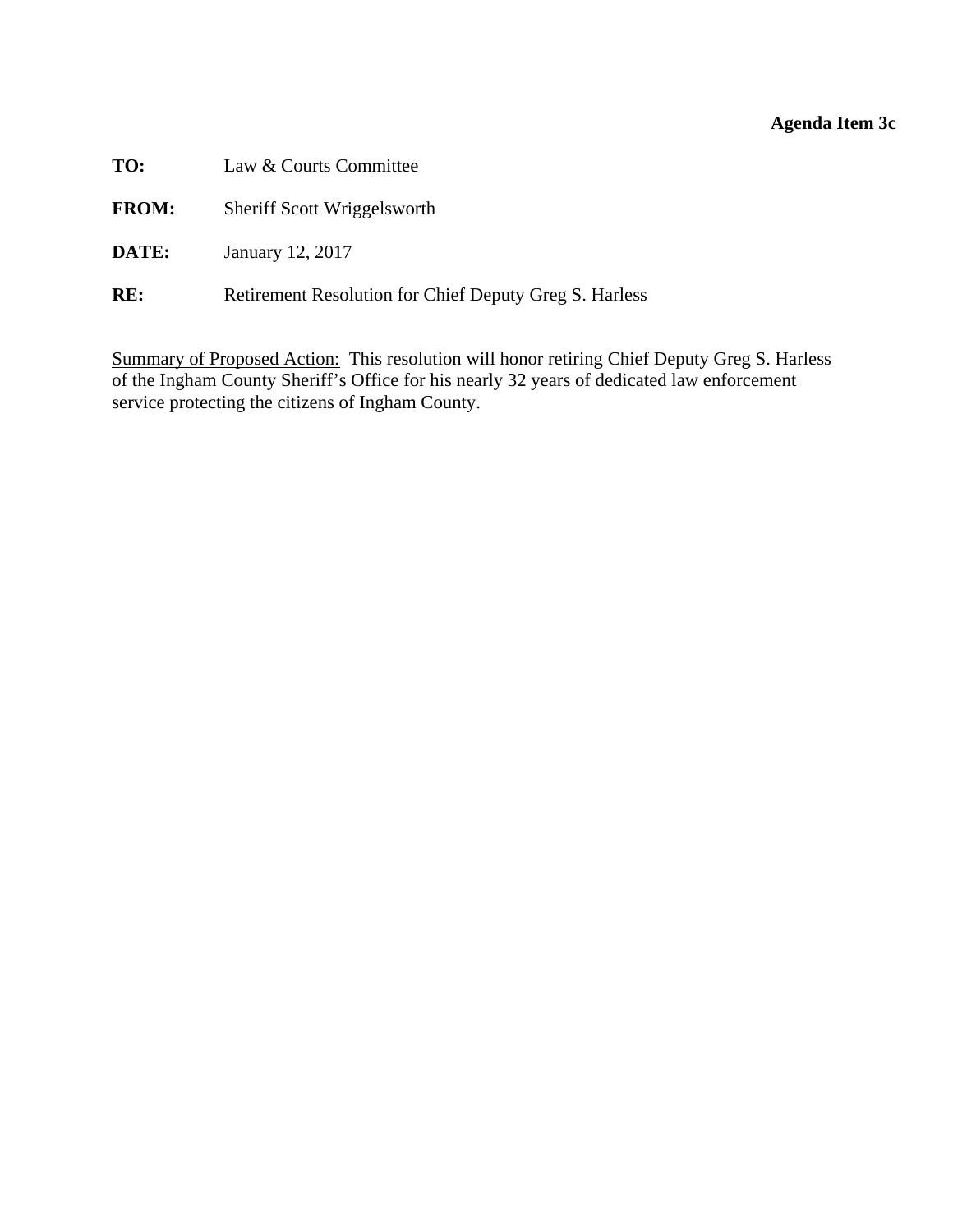**Agenda Item 3c**

**TO:** Law & Courts Committee

**FROM:** Sheriff Scott Wriggelsworth

**DATE:** January 12, 2017

**RE:** Retirement Resolution for Chief Deputy Greg S. Harless

Summary of Proposed Action: This resolution will honor retiring Chief Deputy Greg S. Harless of the Ingham County Sheriff's Office for his nearly 32 years of dedicated law enforcement service protecting the citizens of Ingham County.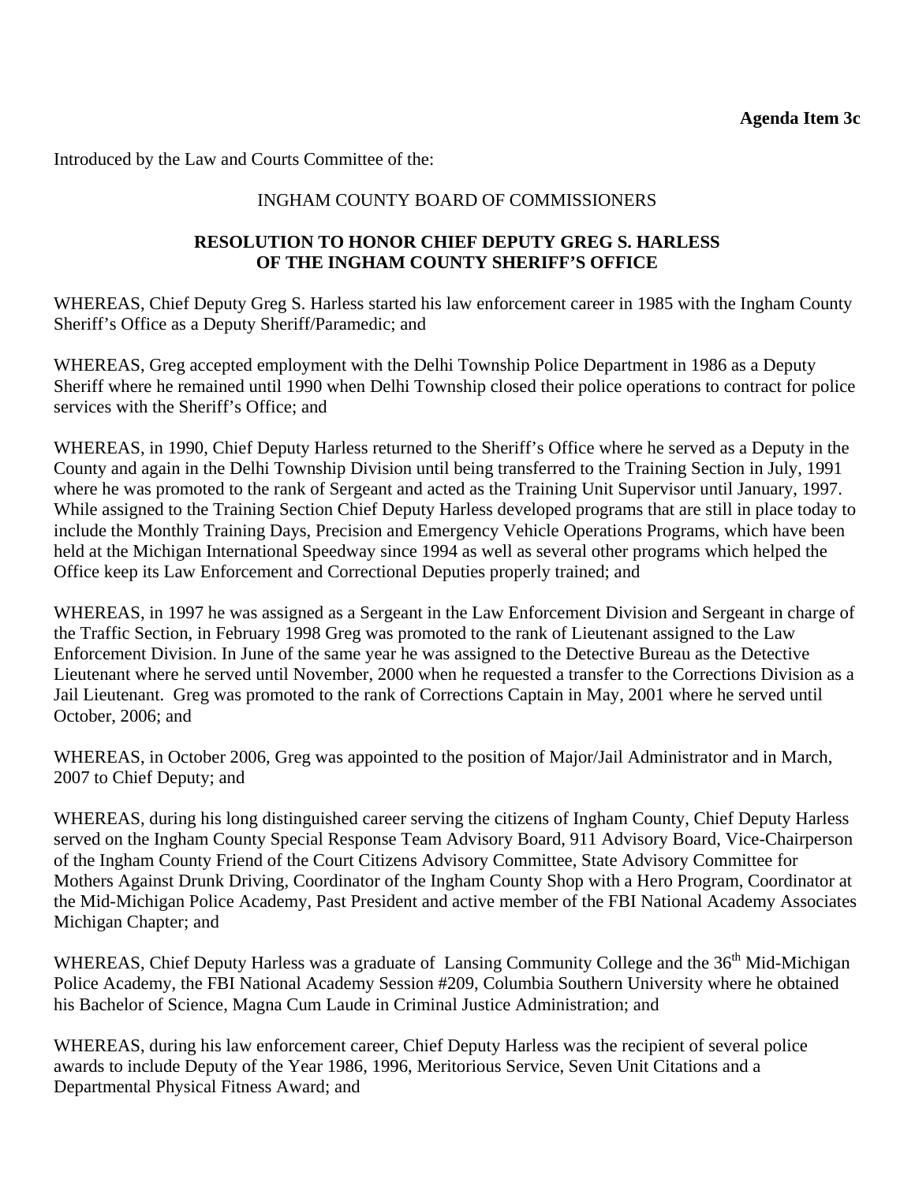**Agenda Item 3c**

Introduced by the Law and Courts Committee of the:

INGHAM COUNTY BOARD OF COMMISSIONERS

**RESOLUTION TO HONOR CHIEF DEPUTY GREG S. HARLESS OF THE INGHAM COUNTY SHERIFF'S OFFICE**

WHEREAS, Chief Deputy Greg S. Harless started his law enforcement career in 1985 with the Ingham County Sheriff's Office as a Deputy Sheriff/Paramedic; and

WHEREAS, Greg accepted employment with the Delhi Township Police Department in 1986 as a Deputy Sheriff where he remained until 1990 when Delhi Township closed their police operations to contract for police services with the Sheriff's Office; and

WHEREAS, in 1990, Chief Deputy Harless returned to the Sheriff's Office where he served as a Deputy in the County and again in the Delhi Township Division until being transferred to the Training Section in July, 1991 where he was promoted to the rank of Sergeant and acted as the Training Unit Supervisor until January, 1997. While assigned to the Training Section Chief Deputy Harless developed programs that are still in place today to include the Monthly Training Days, Precision and Emergency Vehicle Operations Programs, which have been held at the Michigan International Speedway since 1994 as well as several other programs which helped the Office keep its Law Enforcement and Correctional Deputies properly trained; and

WHEREAS, in 1997 he was assigned as a Sergeant in the Law Enforcement Division and Sergeant in charge of the Traffic Section, in February 1998 Greg was promoted to the rank of Lieutenant assigned to the Law Enforcement Division. In June of the same year he was assigned to the Detective Bureau as the Detective Lieutenant where he served until November, 2000 when he requested a transfer to the Corrections Division as a Jail Lieutenant. Greg was promoted to the rank of Corrections Captain in May, 2001 where he served until October, 2006; and

WHEREAS, in October 2006, Greg was appointed to the position of Major/Jail Administrator and in March, 2007 to Chief Deputy; and

WHEREAS, during his long distinguished career serving the citizens of Ingham County, Chief Deputy Harless served on the Ingham County Special Response Team Advisory Board, 911 Advisory Board, Vice-Chairperson of the Ingham County Friend of the Court Citizens Advisory Committee, State Advisory Committee for Mothers Against Drunk Driving, Coordinator of the Ingham County Shop with a Hero Program, Coordinator at the Mid-Michigan Police Academy, Past President and active member of the FBI National Academy Associates Michigan Chapter; and

WHEREAS, Chief Deputy Harless was a graduate of Lansing Community College and the 36th Mid-Michigan Police Academy, the FBI National Academy Session #209, Columbia Southern University where he obtained his Bachelor of Science, Magna Cum Laude in Criminal Justice Administration; and

WHEREAS, during his law enforcement career, Chief Deputy Harless was the recipient of several police awards to include Deputy of the Year 1986, 1996, Meritorious Service, Seven Unit Citations and a Departmental Physical Fitness Award; and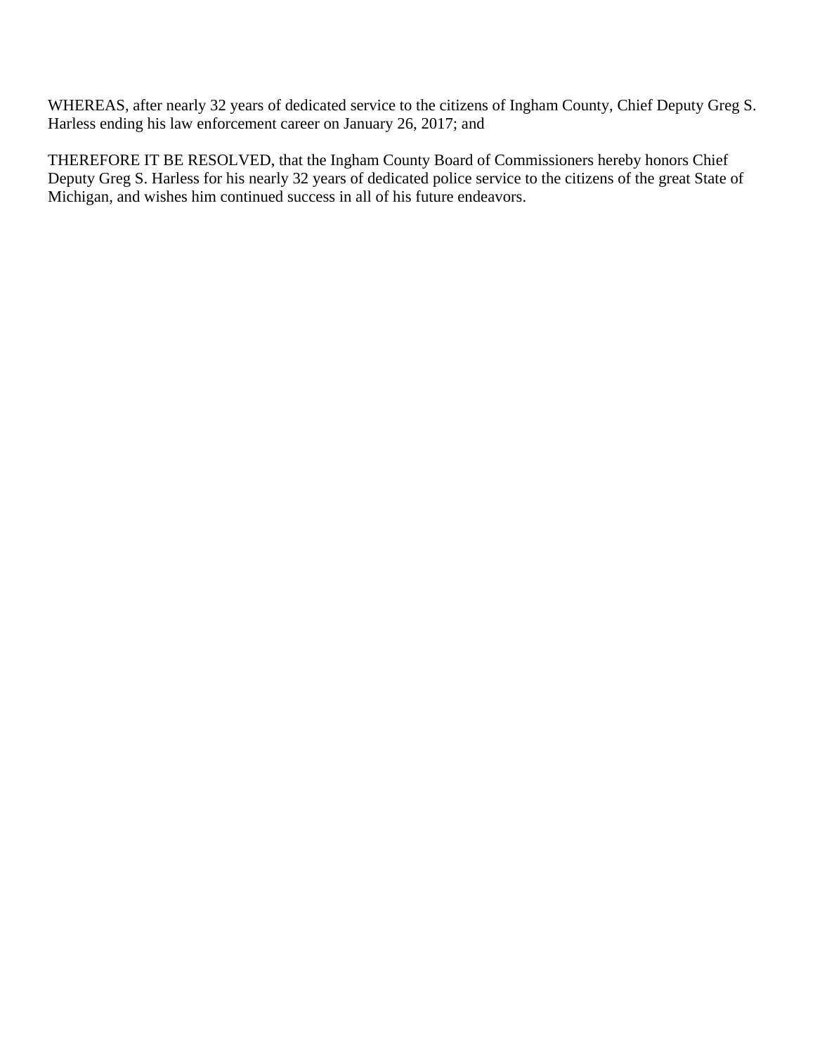WHEREAS, after nearly 32 years of dedicated service to the citizens of Ingham County, Chief Deputy Greg S. Harless ending his law enforcement career on January 26, 2017; and

THEREFORE IT BE RESOLVED, that the Ingham County Board of Commissioners hereby honors Chief Deputy Greg S. Harless for his nearly 32 years of dedicated police service to the citizens of the great State of Michigan, and wishes him continued success in all of his future endeavors.